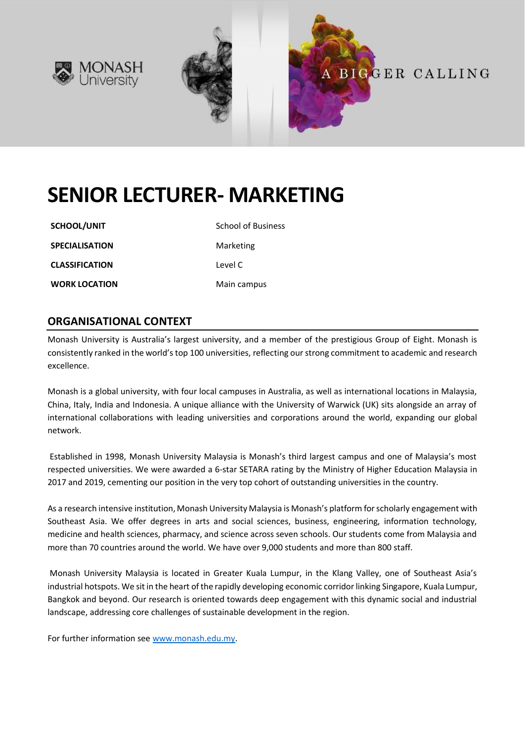MONASH University

A BIGGER CALLING

# SENIOR LECTURER- MARKETING

| | |
|---|---|
| **SCHOOL/UNIT** | School of Business |
| **SPECIALISATION** | Marketing |
| **CLASSIFICATION** | Level C |
| **WORK LOCATION** | Main campus |

## ORGANISATIONAL CONTEXT

Monash University is Australia's largest university, and a member of the prestigious Group of Eight. Monash is consistently ranked in the world's top 100 universities, reflecting our strong commitment to academic and research excellence.

Monash is a global university, with four local campuses in Australia, as well as international locations in Malaysia, China, Italy, India and Indonesia. A unique alliance with the University of Warwick (UK) sits alongside an array of international collaborations with leading universities and corporations around the world, expanding our global network.

Established in 1998, Monash University Malaysia is Monash's third largest campus and one of Malaysia's most respected universities. We were awarded a 6-star SETARA rating by the Ministry of Higher Education Malaysia in 2017 and 2019, cementing our position in the very top cohort of outstanding universities in the country.

As a research intensive institution, Monash University Malaysia is Monash's platform for scholarly engagement with Southeast Asia. We offer degrees in arts and social sciences, business, engineering, information technology, medicine and health sciences, pharmacy, and science across seven schools. Our students come from Malaysia and more than 70 countries around the world. We have over 9,000 students and more than 800 staff.

Monash University Malaysia is located in Greater Kuala Lumpur, in the Klang Valley, one of Southeast Asia's industrial hotspots. We sit in the heart of the rapidly developing economic corridor linking Singapore, Kuala Lumpur, Bangkok and beyond. Our research is oriented towards deep engagement with this dynamic social and industrial landscape, addressing core challenges of sustainable development in the region.

For further information see [www.monash.edu.my](http://www.monash.edu.my).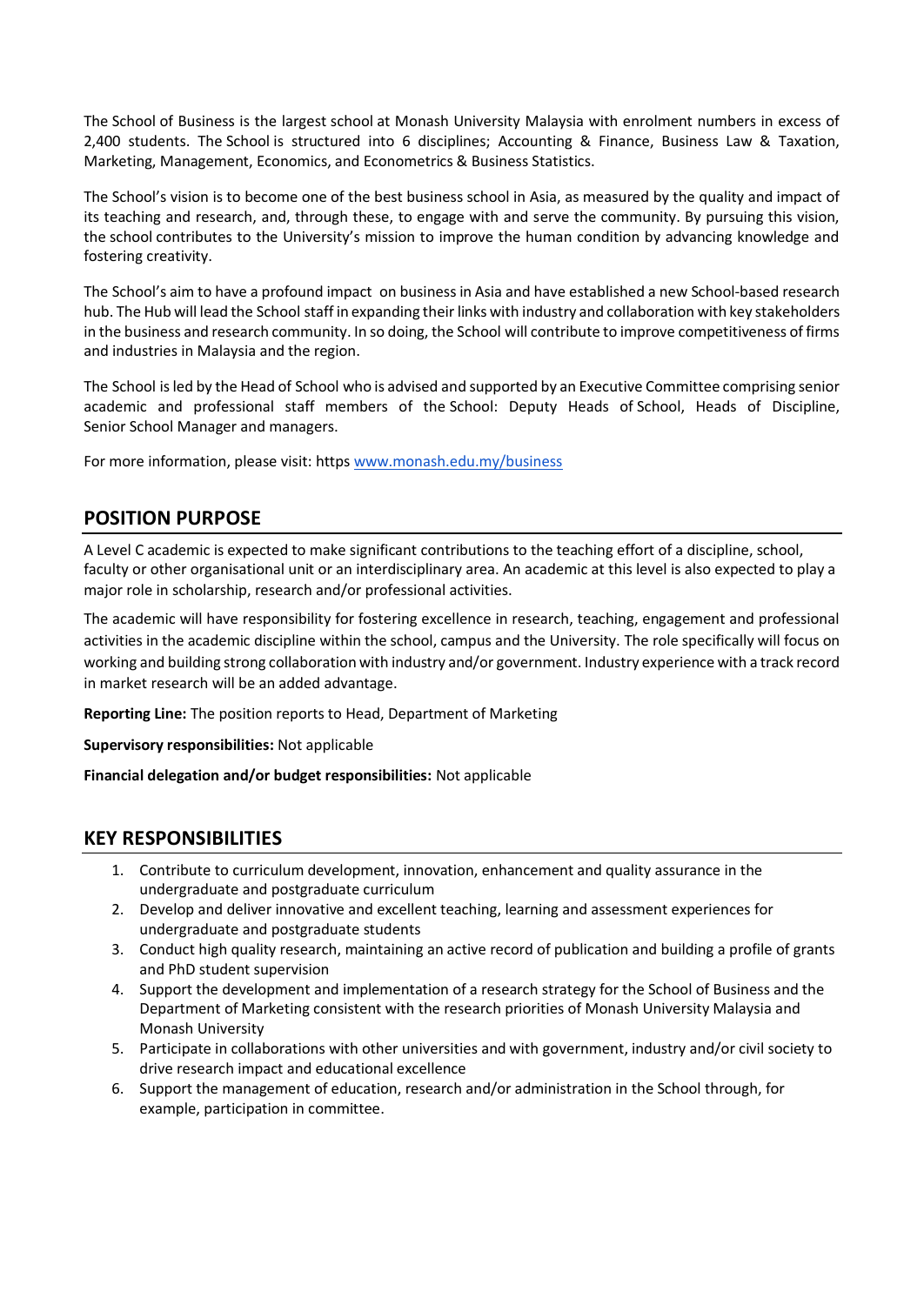The School of Business is the largest school at Monash University Malaysia with enrolment numbers in excess of 2,400 students. The School is structured into 6 disciplines; Accounting & Finance, Business Law & Taxation, Marketing, Management, Economics, and Econometrics & Business Statistics.

The School's vision is to become one of the best business school in Asia, as measured by the quality and impact of its teaching and research, and, through these, to engage with and serve the community. By pursuing this vision, the school contributes to the University's mission to improve the human condition by advancing knowledge and fostering creativity.

The School's aim to have a profound impact on business in Asia and have established a new School-based research hub. The Hub will lead the School staff in expanding their links with industry and collaboration with key stakeholders in the business and research community. In so doing, the School will contribute to improve competitiveness of firms and industries in Malaysia and the region.

The School is led by the Head of School who is advised and supported by an Executive Committee comprising senior academic and professional staff members of the School: Deputy Heads of School, Heads of Discipline, Senior School Manager and managers.

For more information, please visit: https www.monash.edu.my/business

## POSITION PURPOSE

A Level C academic is expected to make significant contributions to the teaching effort of a discipline, school, faculty or other organisational unit or an interdisciplinary area. An academic at this level is also expected to play a major role in scholarship, research and/or professional activities.

The academic will have responsibility for fostering excellence in research, teaching, engagement and professional activities in the academic discipline within the school, campus and the University. The role specifically will focus on working and building strong collaboration with industry and/or government. Industry experience with a track record in market research will be an added advantage.

**Reporting Line:** The position reports to Head, Department of Marketing

**Supervisory responsibilities:** Not applicable

**Financial delegation and/or budget responsibilities:** Not applicable

## KEY RESPONSIBILITIES

1. Contribute to curriculum development, innovation, enhancement and quality assurance in the undergraduate and postgraduate curriculum
2. Develop and deliver innovative and excellent teaching, learning and assessment experiences for undergraduate and postgraduate students
3. Conduct high quality research, maintaining an active record of publication and building a profile of grants and PhD student supervision
4. Support the development and implementation of a research strategy for the School of Business and the Department of Marketing consistent with the research priorities of Monash University Malaysia and Monash University
5. Participate in collaborations with other universities and with government, industry and/or civil society to drive research impact and educational excellence
6. Support the management of education, research and/or administration in the School through, for example, participation in committee.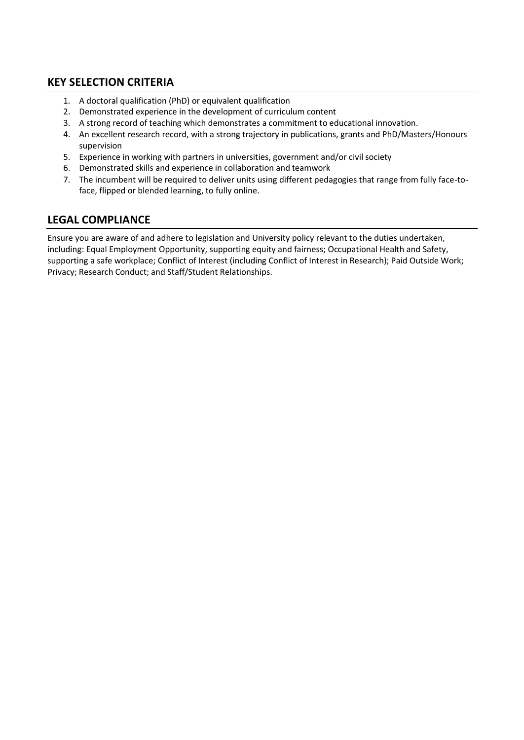## KEY SELECTION CRITERIA

1. A doctoral qualification (PhD) or equivalent qualification
2. Demonstrated experience in the development of curriculum content
3. A strong record of teaching which demonstrates a commitment to educational innovation.
4. An excellent research record, with a strong trajectory in publications, grants and PhD/Masters/Honours supervision
5. Experience in working with partners in universities, government and/or civil society
6. Demonstrated skills and experience in collaboration and teamwork
7. The incumbent will be required to deliver units using different pedagogies that range from fully face-to-face, flipped or blended learning, to fully online.

## LEGAL COMPLIANCE

Ensure you are aware of and adhere to legislation and University policy relevant to the duties undertaken, including: Equal Employment Opportunity, supporting equity and fairness; Occupational Health and Safety, supporting a safe workplace; Conflict of Interest (including Conflict of Interest in Research); Paid Outside Work; Privacy; Research Conduct; and Staff/Student Relationships.